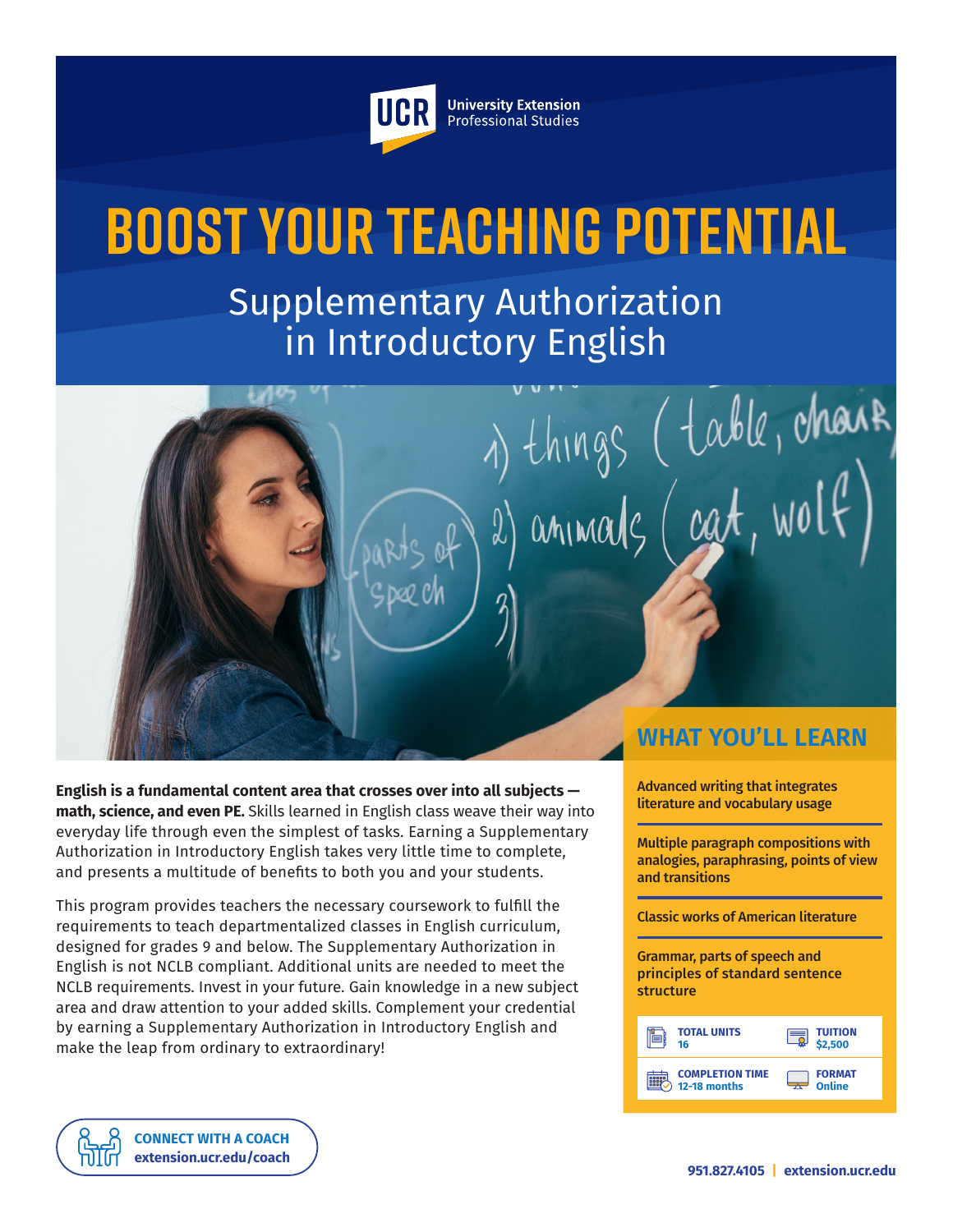UCR University Extension Professional Studies

# BOOST YOUR TEACHING POTENTIAL

## Supplementary Authorization in Introductory English

**English is a fundamental content area that crosses over into all subjects — math, science, and even PE.** Skills learned in English class weave their way into everyday life through even the simplest of tasks. Earning a Supplementary Authorization in Introductory English takes very little time to complete, and presents a multitude of benefits to both you and your students.

This program provides teachers the necessary coursework to fulfill the requirements to teach departmentalized classes in English curriculum, designed for grades 9 and below. The Supplementary Authorization in English is not NCLB compliant. Additional units are needed to meet the NCLB requirements. Invest in your future. Gain knowledge in a new subject area and draw attention to your added skills. Complement your credential by earning a Supplementary Authorization in Introductory English and make the leap from ordinary to extraordinary!

### WHAT YOU'LL LEARN

- Advanced writing that integrates literature and vocabulary usage
- Multiple paragraph compositions with analogies, paraphrasing, points of view and transitions
- Classic works of American literature
- Grammar, parts of speech and principles of standard sentence structure

| | |
|---|---|
| **TOTAL UNITS** 16 | **TUITION** $2,500 |
| **COMPLETION TIME** 12-18 months | **FORMAT** Online |

**CONNECT WITH A COACH**
**extension.ucr.edu/coach**

951.827.4105 | extension.ucr.edu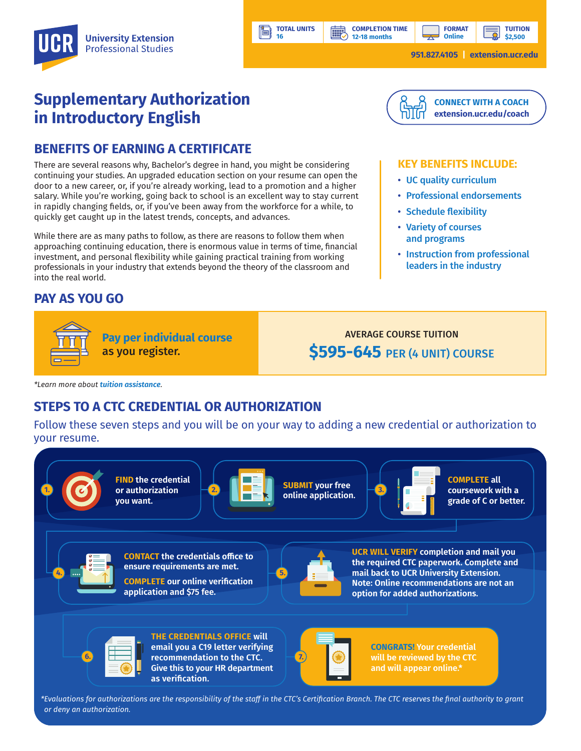UCR University Extension Professional Studies

| TOTAL UNITS | COMPLETION TIME | FORMAT | TUITION |
|---|---|---|---|
| 16 | 12-18 months | Online | $2,500 |

951.827.4105 | extension.ucr.edu

# Supplementary Authorization in Introductory English

**CONNECT WITH A COACH**
extension.ucr.edu/coach

## BENEFITS OF EARNING A CERTIFICATE

There are several reasons why, Bachelor's degree in hand, you might be considering continuing your studies. An upgraded education section on your resume can open the door to a new career, or, if you're already working, lead to a promotion and a higher salary. While you're working, going back to school is an excellent way to stay current in rapidly changing fields, or, if you've been away from the workforce for a while, to quickly get caught up in the latest trends, concepts, and advances.

While there are as many paths to follow, as there are reasons to follow them when approaching continuing education, there is enormous value in terms of time, financial investment, and personal flexibility while gaining practical training from working professionals in your industry that extends beyond the theory of the classroom and into the real world.

### KEY BENEFITS INCLUDE:

- UC quality curriculum
- Professional endorsements
- Schedule flexibility
- Variety of courses and programs
- Instruction from professional leaders in the industry

## PAY AS YOU GO

**Pay per individual course** as you register.

AVERAGE COURSE TUITION
**$595-645** PER (4 UNIT) COURSE

*Learn more about tuition assistance.*

## STEPS TO A CTC CREDENTIAL OR AUTHORIZATION

Follow these seven steps and you will be on your way to adding a new credential or authorization to your resume.

1. **FIND** the credential or authorization you want.
2. **SUBMIT** your free online application.
3. **COMPLETE** all coursework with a grade of C or better.
4. **CONTACT** the credentials office to ensure requirements are met. **COMPLETE** our online verification application and $75 fee.
5. **UCR WILL VERIFY** completion and mail you the required CTC paperwork. Complete and mail back to UCR University Extension. Note: Online recommendations are not an option for added authorizations.
6. **THE CREDENTIALS OFFICE** will email you a C19 letter verifying recommendation to the CTC. Give this to your HR department as verification.
7. **CONGRATS!** Your credential will be reviewed by the CTC and will appear online.*

*\*Evaluations for authorizations are the responsibility of the staff in the CTC's Certification Branch. The CTC reserves the final authority to grant or deny an authorization.*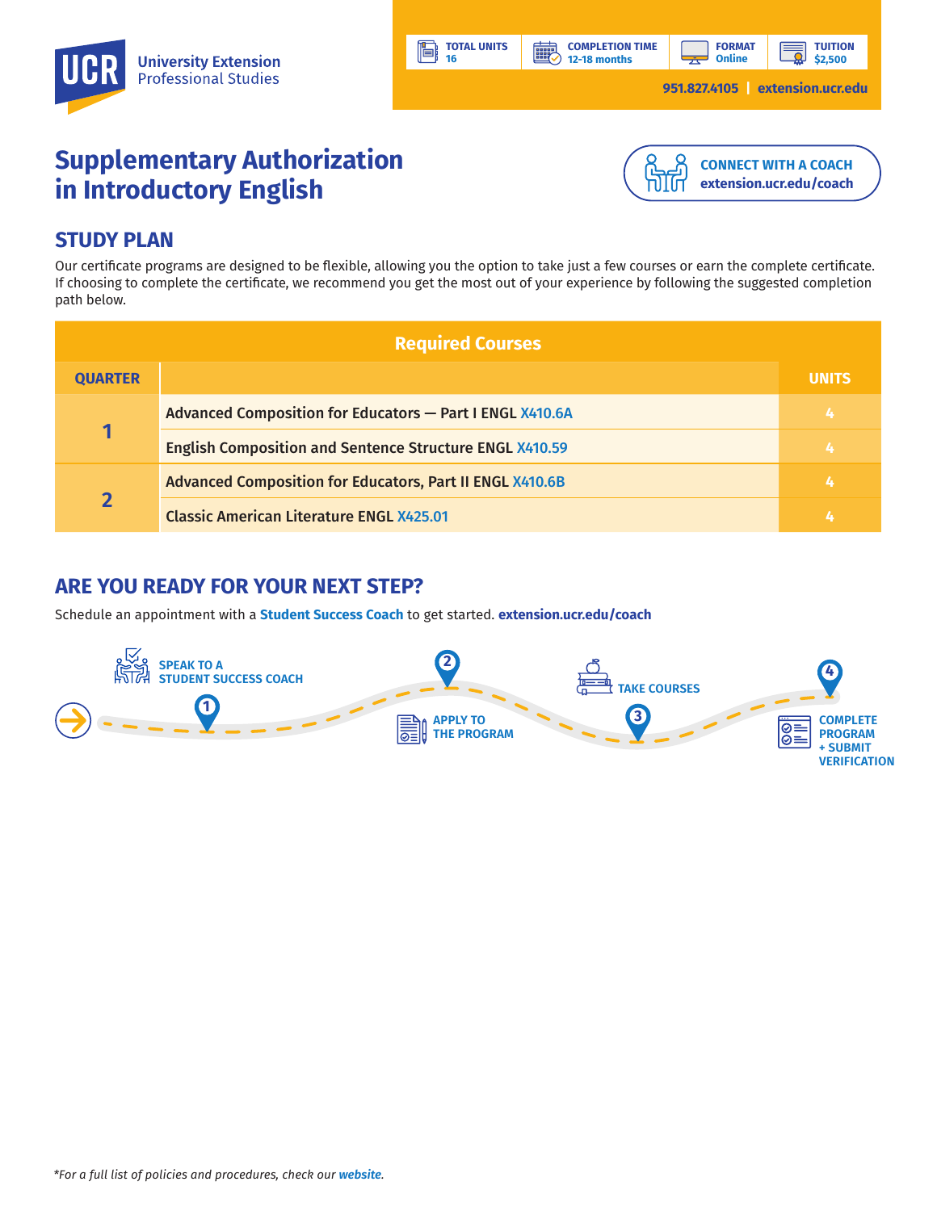UCR University Extension Professional Studies

TOTAL UNITS 16 | COMPLETION TIME 12-18 months | FORMAT Online | TUITION $2,500

951.827.4105 | extension.ucr.edu

# Supplementary Authorization in Introductory English

CONNECT WITH A COACH extension.ucr.edu/coach

## STUDY PLAN

Our certificate programs are designed to be flexible, allowing you the option to take just a few courses or earn the complete certificate. If choosing to complete the certificate, we recommend you get the most out of your experience by following the suggested completion path below.

| Required Courses | | |
|---|---|---|
| **QUARTER** | | **UNITS** |
| 1 | Advanced Composition for Educators — Part I ENGL X410.6A | 4 |
| | English Composition and Sentence Structure ENGL X410.59 | 4 |
| 2 | Advanced Composition for Educators, Part II ENGL X410.6B | 4 |
| | Classic American Literature ENGL X425.01 | 4 |

## ARE YOU READY FOR YOUR NEXT STEP?

Schedule an appointment with a **Student Success Coach** to get started. **extension.ucr.edu/coach**

1. SPEAK TO A STUDENT SUCCESS COACH
2. APPLY TO THE PROGRAM
3. TAKE COURSES
4. COMPLETE PROGRAM + SUBMIT VERIFICATION

*For a full list of policies and procedures, check our **website**.*